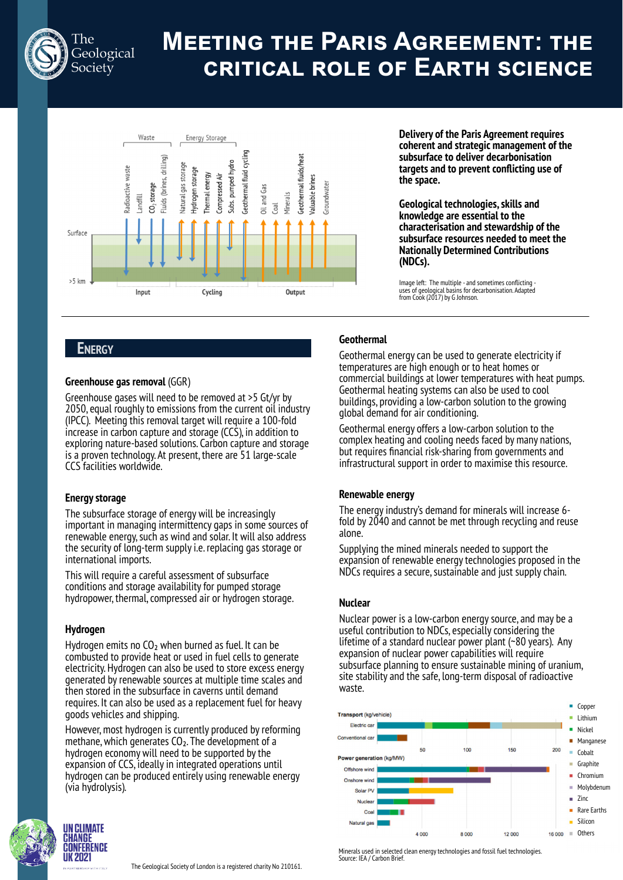# Meeting the Paris Agreement: the critical role of Earth science

**Delivery of the Paris Agreement requires coherent and strategic management of the subsurface to deliver decarbonisation targets and to prevent conflicting use of the space.**

**Geological technologies, skills and knowledge are essential to the characterisation and stewardship of the subsurface resources needed to meet the Nationally Determined Contributions (NDCs).**

Image left: The multiple - and sometimes conflicting - uses of geological basins for decarbonisation. Adapted from Cook (2017) by G Johnson.

## Energy

### Greenhouse gas removal (GGR)

Greenhouse gases will need to be removed at >5 Gt/yr by 2050, equal roughly to emissions from the current oil industry (IPCC). Meeting this removal target will require a 100-fold increase in carbon capture and storage (CCS), in addition to exploring nature-based solutions. Carbon capture and storage is a proven technology. At present, there are 51 large-scale CCS facilities worldwide.

### Energy storage

The subsurface storage of energy will be increasingly important in managing intermittency gaps in some sources of renewable energy, such as wind and solar. It will also address the security of long-term supply i.e. replacing gas storage or international imports.

This will require a careful assessment of subsurface conditions and storage availability for pumped storage hydropower, thermal, compressed air or hydrogen storage.

### Hydrogen

Hydrogen emits no $CO_2$ when burned as fuel. It can be combusted to provide heat or used in fuel cells to generate electricity. Hydrogen can also be used to store excess energy generated by renewable sources at multiple time scales and then stored in the subsurface in caverns until demand requires. It can also be used as a replacement fuel for heavy goods vehicles and shipping.

However, most hydrogen is currently produced by reforming methane, which generates $CO_2$. The development of a hydrogen economy will need to be supported by the expansion of CCS, ideally in integrated operations until hydrogen can be produced entirely using renewable energy (via hydrolysis).

### Geothermal

Geothermal energy can be used to generate electricity if temperatures are high enough or to heat homes or commercial buildings at lower temperatures with heat pumps. Geothermal heating systems can also be used to cool buildings, providing a low-carbon solution to the growing global demand for air conditioning.

Geothermal energy offers a low-carbon solution to the complex heating and cooling needs faced by many nations, but requires financial risk-sharing from governments and infrastructural support in order to maximise this resource.

### Renewable energy

The energy industry's demand for minerals will increase 6-fold by 2040 and cannot be met through recycling and reuse alone.

Supplying the mined minerals needed to support the expansion of renewable energy technologies proposed in the NDCs requires a secure, sustainable and just supply chain.

### Nuclear

Nuclear power is a low-carbon energy source, and may be a useful contribution to NDCs, especially considering the lifetime of a standard nuclear power plant (~80 years). Any expansion of nuclear power capabilities will require subsurface planning to ensure sustainable mining of uranium, site stability and the safe, long-term disposal of radioactive waste.

Minerals used in selected clean energy technologies and fossil fuel technologies. Source: IEA / Carbon Brief.

The Geological Society of London is a registered charity No 210161.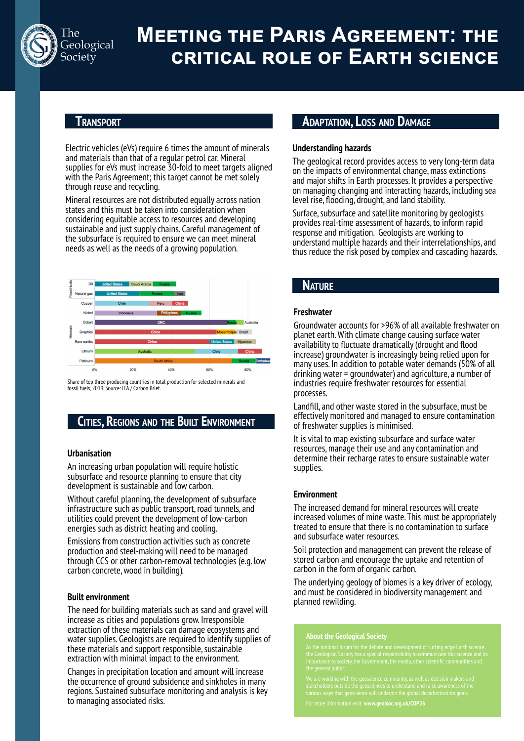# Meeting the Paris Agreement: the critical role of Earth science

## Transport

Electric vehicles (eVs) require 6 times the amount of minerals and materials than that of a regular petrol car. Mineral supplies for eVs must increase 30-fold to meet targets aligned with the Paris Agreement; this target cannot be met solely through reuse and recycling.

Mineral resources are not distributed equally across nation states and this must be taken into consideration when considering equitable access to resources and developing sustainable and just supply chains. Careful management of the subsurface is required to ensure we can meet mineral needs as well as the needs of a growing population.

Fossil fuels
Oil: United States, Saudi Arabia, Russia
Natural gas: United States, Russia, Iran
Minerals
Copper: Chile, Peru, China
Nickel: Indonesia, Philippines, Russia
Cobalt: DRC, Russia, Australia
Graphite: China, Mozambique, Brazil
Rare earths: China, United States, Myanmar
Lithium: Australia, Chile, China
Platinum: South Africa, Russia, Zimbabwe
0% 20% 40% 60% 80%

Share of top three producing countries in total production for selected minerals and fossil fuels, 2019. Source: IEA / Carbon Brief.

## Cities, Regions and the Built Environment

### Urbanisation

An increasing urban population will require holistic subsurface and resource planning to ensure that city development is sustainable and low carbon.

Without careful planning, the development of subsurface infrastructure such as public transport, road tunnels, and utilities could prevent the development of low-carbon energies such as district heating and cooling.

Emissions from construction activities such as concrete production and steel-making will need to be managed through CCS or other carbon-removal technologies (e.g. low carbon concrete, wood in building).

### Built environment

The need for building materials such as sand and gravel will increase as cities and populations grow. Irresponsible extraction of these materials can damage ecosystems and water supplies. Geologists are required to identify supplies of these materials and support responsible, sustainable extraction with minimal impact to the environment.

Changes in precipitation location and amount will increase the occurrence of ground subsidence and sinkholes in many regions. Sustained subsurface monitoring and analysis is key to managing associated risks.

## Adaptation, Loss and Damage

### Understanding hazards

The geological record provides access to very long-term data on the impacts of environmental change, mass extinctions and major shifts in Earth processes. It provides a perspective on managing changing and interacting hazards, including sea level rise, flooding, drought, and land stability.

Surface, subsurface and satellite monitoring by geologists provides real-time assessment of hazards, to inform rapid response and mitigation. Geologists are working to understand multiple hazards and their interrelationships, and thus reduce the risk posed by complex and cascading hazards.

## Nature

### Freshwater

Groundwater accounts for >96% of all available freshwater on planet earth. With climate change causing surface water availability to fluctuate dramatically (drought and flood increase) groundwater is increasingly being relied upon for many uses. In addition to potable water demands (50% of all drinking water = groundwater) and agriculture, a number of industries require freshwater resources for essential processes.

Landfill, and other waste stored in the subsurface, must be effectively monitored and managed to ensure contamination of freshwater supplies is minimised.

It is vital to map existing subsurface and surface water resources, manage their use and any contamination and determine their recharge rates to ensure sustainable water supplies.

### Environment

The increased demand for mineral resources will create increased volumes of mine waste. This must be appropriately treated to ensure that there is no contamination to surface and subsurface water resources.

Soil protection and management can prevent the release of stored carbon and encourage the uptake and retention of carbon in the form of organic carbon.

The underlying geology of biomes is a key driver of ecology, and must be considered in biodiversity management and planned rewilding.

**About the Geological Society**

As the national forum for the debate and development of cutting edge Earth science, the Geological Society has a special responsibility to communicate this science and its importance to society, the Government, the media, other scientific communities and the general public.

We are working with the geoscience community, as well as decision makers and stakeholders outside the geosciences to understand and raise awareness of the various ways that geoscience will underpin the global decarbonisation goals.

For more information visit **www.geolsoc.org.uk/COP26**